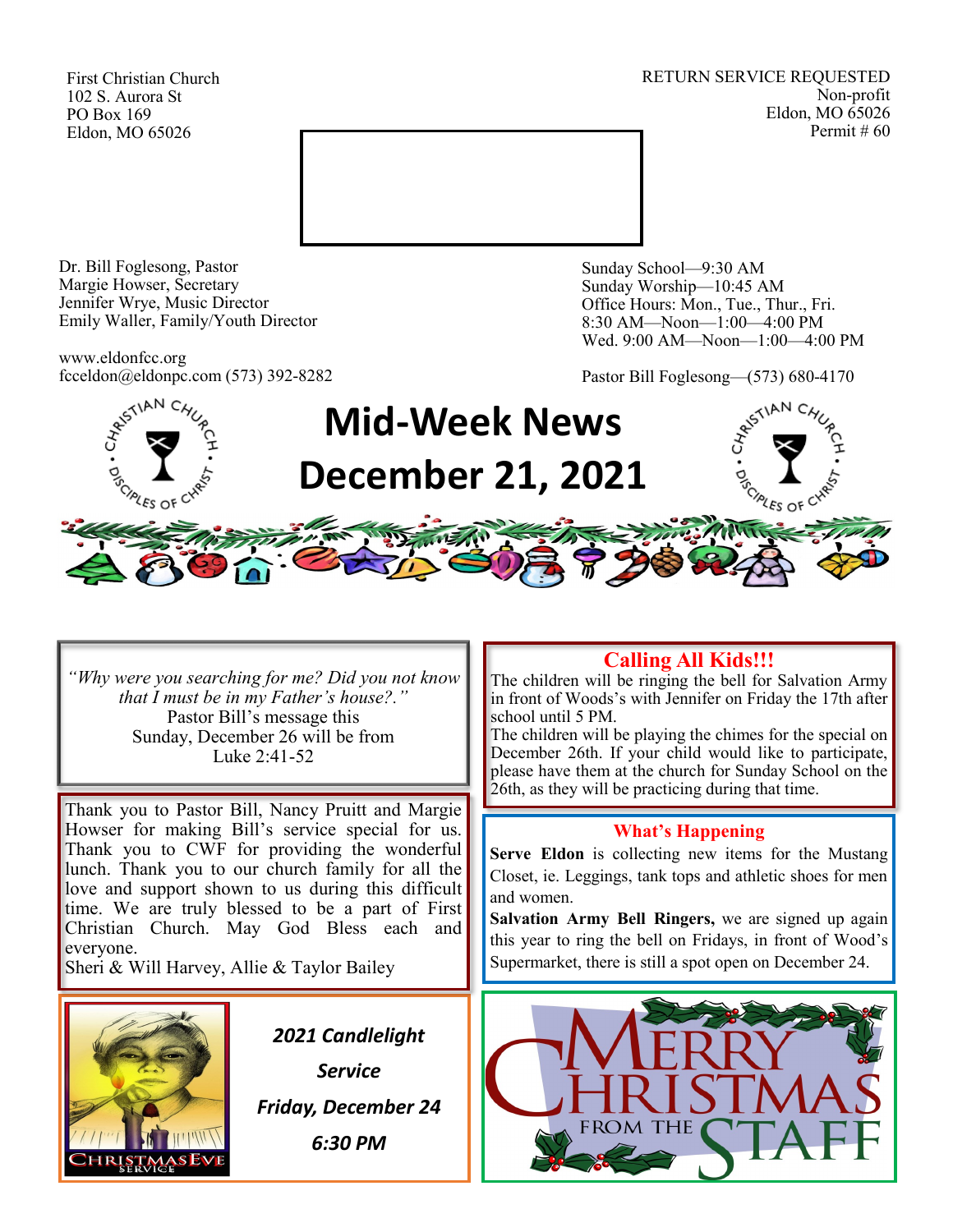First Christian Church
102 S. Aurora St
PO Box 169
Eldon, MO 65026

RETURN SERVICE REQUESTED
Non-profit
Eldon, MO 65026
Permit # 60

Dr. Bill Foglesong, Pastor
Margie Howser, Secretary
Jennifer Wrye, Music Director
Emily Waller, Family/Youth Director

www.eldonfcc.org
fcceldon@eldonpc.com (573) 392-8282

Sunday School—9:30 AM
Sunday Worship—10:45 AM
Office Hours: Mon., Tue., Thur., Fri.
8:30 AM—Noon—1:00—4:00 PM
Wed. 9:00 AM—Noon—1:00—4:00 PM

Pastor Bill Foglesong—(573) 680-4170

# Mid-Week News
# December 21, 2021

*"Why were you searching for me? Did you not know that I must be in my Father's house?."*
Pastor Bill's message this
Sunday, December 26 will be from
Luke 2:41-52

Thank you to Pastor Bill, Nancy Pruitt and Margie Howser for making Bill's service special for us. Thank you to CWF for providing the wonderful lunch. Thank you to our church family for all the love and support shown to us during this difficult time. We are truly blessed to be a part of First Christian Church. May God Bless each and everyone.
Sheri & Will Harvey, Allie & Taylor Bailey

***2021 Candlelight Service***

***Friday, December 24***

***6:30 PM***

## Calling All Kids!!!

The children will be ringing the bell for Salvation Army in front of Woods's with Jennifer on Friday the 17th after school until 5 PM.
The children will be playing the chimes for the special on December 26th. If your child would like to participate, please have them at the church for Sunday School on the 26th, as they will be practicing during that time.

## What's Happening

**Serve Eldon** is collecting new items for the Mustang Closet, ie. Leggings, tank tops and athletic shoes for men and women.

**Salvation Army Bell Ringers,** we are signed up again this year to ring the bell on Fridays, in front of Wood's Supermarket, there is still a spot open on December 24.

MERRY CHRISTMAS FROM THE STAFF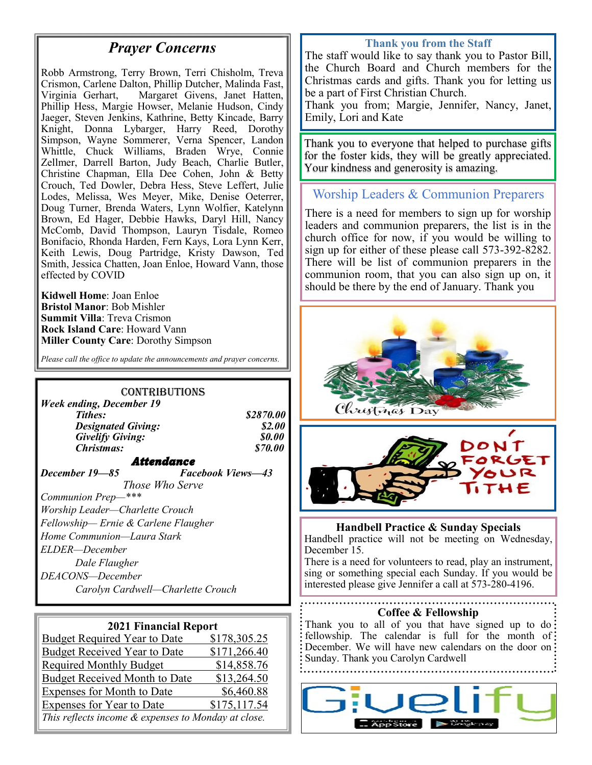## *Prayer Concerns*

Robb Armstrong, Terry Brown, Terri Chisholm, Treva Crismon, Carlene Dalton, Phillip Dutcher, Malinda Fast, Virginia Gerhart, Margaret Givens, Janet Hatten, Phillip Hess, Margie Howser, Melanie Hudson, Cindy Jaeger, Steven Jenkins, Kathrine, Betty Kincade, Barry Knight, Donna Lybarger, Harry Reed, Dorothy Simpson, Wayne Sommerer, Verna Spencer, Landon Whittle, Chuck Williams, Braden Wrye, Connie Zellmer, Darrell Barton, Judy Beach, Charlie Butler, Christine Chapman, Ella Dee Cohen, John & Betty Crouch, Ted Dowler, Debra Hess, Steve Leffert, Julie Lodes, Melissa, Wes Meyer, Mike, Denise Oeterrer, Doug Turner, Brenda Waters, Lynn Wolfier, Katelynn Brown, Ed Hager, Debbie Hawks, Daryl Hill, Nancy McComb, David Thompson, Lauryn Tisdale, Romeo Bonifacio, Rhonda Harden, Fern Kays, Lora Lynn Kerr, Keith Lewis, Doug Partridge, Kristy Dawson, Ted Smith, Jessica Chatten, Joan Enloe, Howard Vann, those effected by COVID

**Kidwell Home**: Joan Enloe
**Bristol Manor**: Bob Mishler
**Summit Villa**: Treva Crismon
**Rock Island Care**: Howard Vann
**Miller County Care**: Dorothy Simpson

*Please call the office to update the announcements and prayer concerns.*

### CONTRIBUTIONS

***Week ending, December 19***

| | |
|---|---|
| ***Tithes:*** | ***$2870.00*** |
| ***Designated Giving:*** | ***$2.00*** |
| ***Givelify Giving:*** | ***$0.00*** |
| ***Christmas:*** | ***$70.00*** |

### *Attendance*

***December 19—85*** ***Facebook Views—43***

*Those Who Serve*

*Communion Prep—****

*Worship Leader—Charlette Crouch*

*Fellowship— Ernie & Carlene Flaugher*

*Home Communion—Laura Stark*

*ELDER—December*
*Dale Flaugher*

*DEACONS—December*
*Carolyn Cardwell—Charlette Crouch*

### 2021 Financial Report

| | |
|---|---|
| Budget Required Year to Date | $178,305.25 |
| Budget Received Year to Date | $171,266.40 |
| Required Monthly Budget | $14,858.76 |
| Budget Received Month to Date | $13,264.50 |
| Expenses for Month to Date | $6,460.88 |
| Expenses for Year to Date | $175,117.54 |

*This reflects income & expenses to Monday at close.*

### Thank you from the Staff

The staff would like to say thank you to Pastor Bill, the Church Board and Church members for the Christmas cards and gifts. Thank you for letting us be a part of First Christian Church.
Thank you from; Margie, Jennifer, Nancy, Janet, Emily, Lori and Kate

Thank you to everyone that helped to purchase gifts for the foster kids, they will be greatly appreciated. Your kindness and generosity is amazing.

### Worship Leaders & Communion Preparers

There is a need for members to sign up for worship leaders and communion preparers, the list is in the church office for now, if you would be willing to sign up for either of these please call 573-392-8282. There will be list of communion preparers in the communion room, that you can also sign up on, it should be there by the end of January. Thank you

Christmas Day

DON'T FORGET YOUR TITHE

### Handbell Practice & Sunday Specials

Handbell practice will not be meeting on Wednesday, December 15.
There is a need for volunteers to read, play an instrument, sing or something special each Sunday. If you would be interested please give Jennifer a call at 573-280-4196.

### Coffee & Fellowship

Thank you to all of you that have signed up to do fellowship. The calendar is full for the month of December. We will have new calendars on the door on Sunday. Thank you Carolyn Cardwell

Givelify